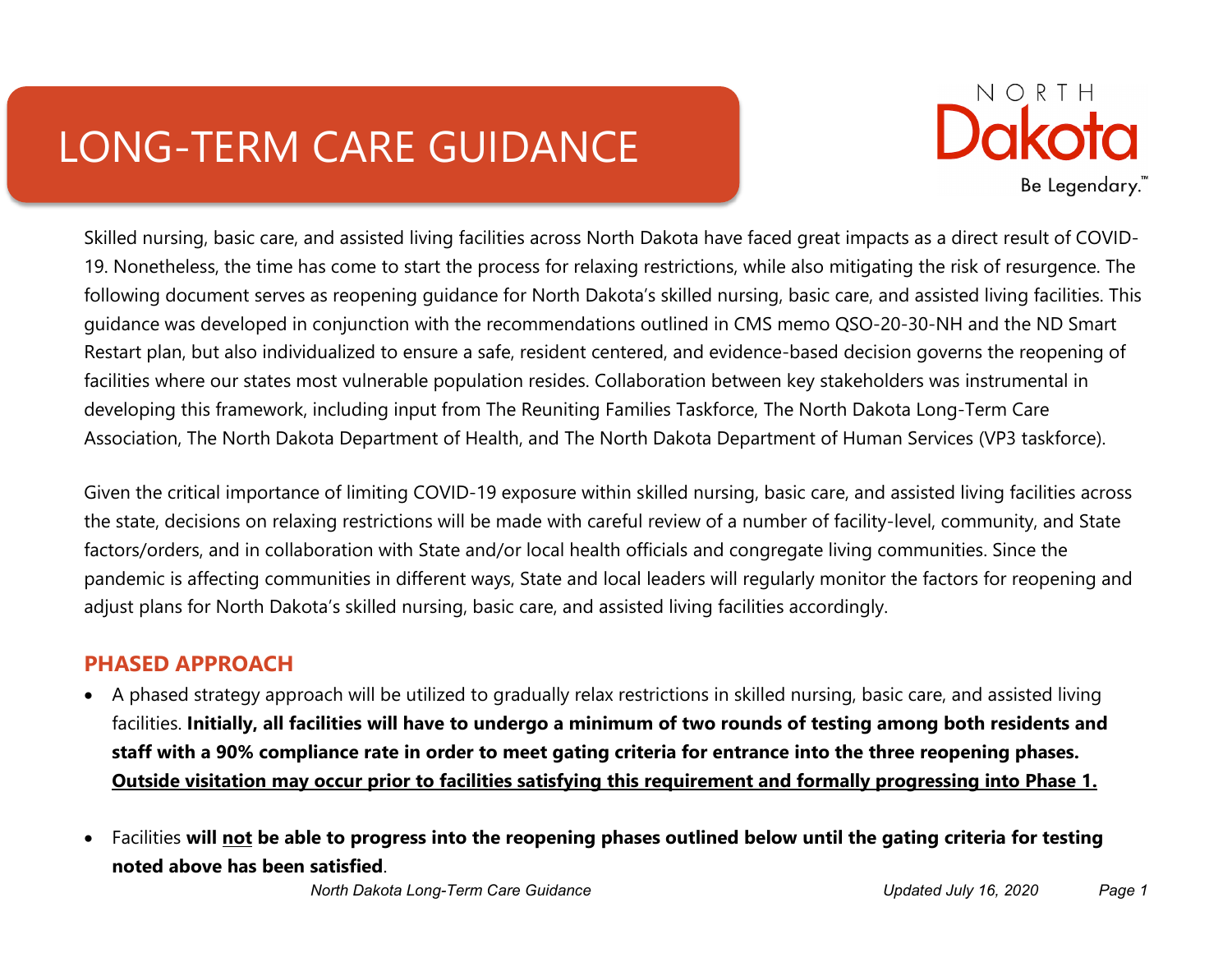# LONG-TERM CARE GUIDANCE

Skilled nursing, basic care, and assisted living facilities across North Dakota have faced great impacts as a direct result of COVID-19. Nonetheless, the time has come to start the process for relaxing restrictions, while also mitigating the risk of resurgence. The following document serves as reopening guidance for North Dakota's skilled nursing, basic care, and assisted living facilities. This guidance was developed in conjunction with the recommendations outlined in CMS memo QSO-20-30-NH and the ND Smart Restart plan, but also individualized to ensure a safe, resident centered, and evidence-based decision governs the reopening of facilities where our states most vulnerable population resides. Collaboration between key stakeholders was instrumental in developing this framework, including input from The Reuniting Families Taskforce, The North Dakota Long-Term Care Association, The North Dakota Department of Health, and The North Dakota Department of Human Services (VP3 taskforce).

Given the critical importance of limiting COVID-19 exposure within skilled nursing, basic care, and assisted living facilities across the state, decisions on relaxing restrictions will be made with careful review of a number of facility-level, community, and State factors/orders, and in collaboration with State and/or local health officials and congregate living communities. Since the pandemic is affecting communities in different ways, State and local leaders will regularly monitor the factors for reopening and adjust plans for North Dakota's skilled nursing, basic care, and assisted living facilities accordingly.

## PHASED APPROACH

- A phased strategy approach will be utilized to gradually relax restrictions in skilled nursing, basic care, and assisted living facilities. **Initially, all facilities will have to undergo a minimum of two rounds of testing among both residents and staff with a 90% compliance rate in order to meet gating criteria for entrance into the three reopening phases. <u>Outside visitation may occur prior to facilities satisfying this requirement and formally progressing into Phase 1.</u>**

- Facilities **will <u>not</u> be able to progress into the reopening phases outlined below until the gating criteria for testing noted above has been satisfied**.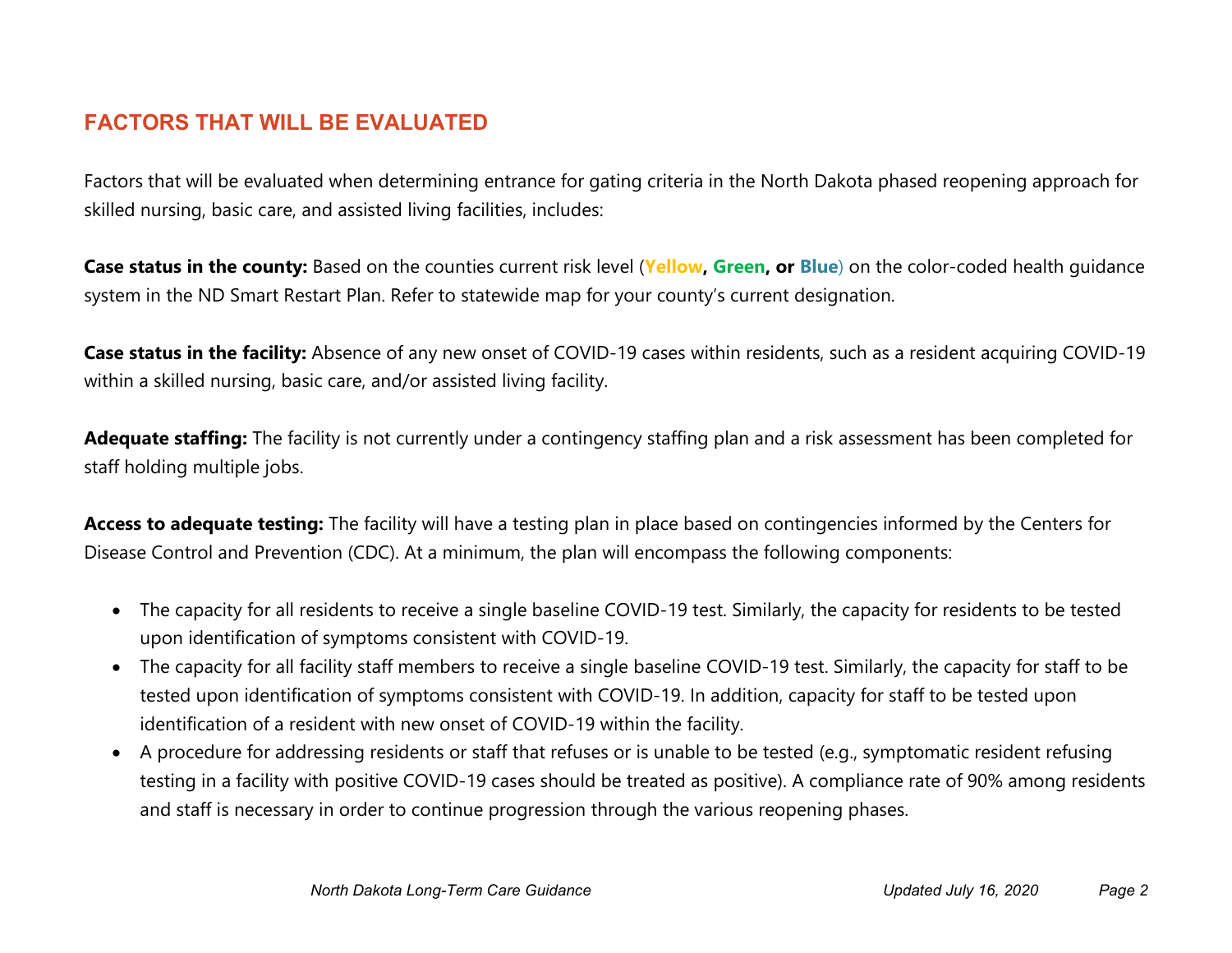## FACTORS THAT WILL BE EVALUATED

Factors that will be evaluated when determining entrance for gating criteria in the North Dakota phased reopening approach for skilled nursing, basic care, and assisted living facilities, includes:

**Case status in the county:** Based on the counties current risk level (**Yellow, Green, or Blue**) on the color-coded health guidance system in the ND Smart Restart Plan. Refer to statewide map for your county's current designation.

**Case status in the facility:** Absence of any new onset of COVID-19 cases within residents, such as a resident acquiring COVID-19 within a skilled nursing, basic care, and/or assisted living facility.

**Adequate staffing:** The facility is not currently under a contingency staffing plan and a risk assessment has been completed for staff holding multiple jobs.

**Access to adequate testing:** The facility will have a testing plan in place based on contingencies informed by the Centers for Disease Control and Prevention (CDC). At a minimum, the plan will encompass the following components:

- The capacity for all residents to receive a single baseline COVID-19 test. Similarly, the capacity for residents to be tested upon identification of symptoms consistent with COVID-19.
- The capacity for all facility staff members to receive a single baseline COVID-19 test. Similarly, the capacity for staff to be tested upon identification of symptoms consistent with COVID-19. In addition, capacity for staff to be tested upon identification of a resident with new onset of COVID-19 within the facility.
- A procedure for addressing residents or staff that refuses or is unable to be tested (e.g., symptomatic resident refusing testing in a facility with positive COVID-19 cases should be treated as positive). A compliance rate of 90% among residents and staff is necessary in order to continue progression through the various reopening phases.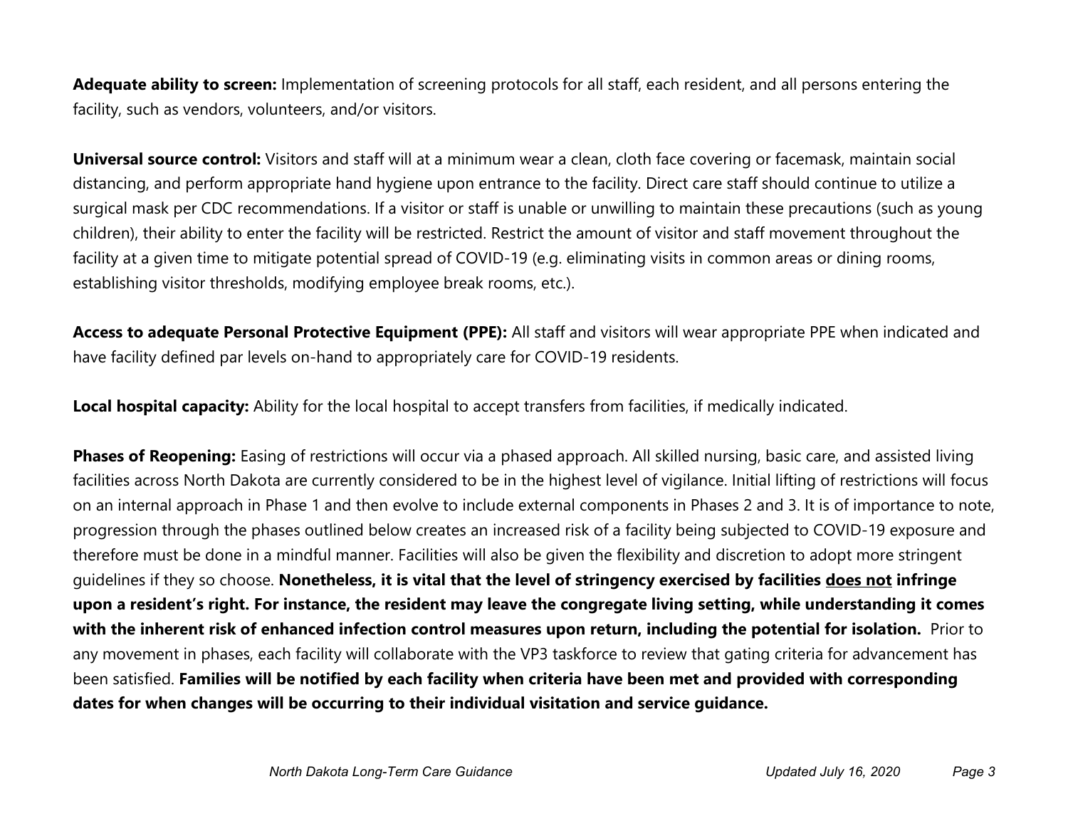**Adequate ability to screen:** Implementation of screening protocols for all staff, each resident, and all persons entering the facility, such as vendors, volunteers, and/or visitors.

**Universal source control:** Visitors and staff will at a minimum wear a clean, cloth face covering or facemask, maintain social distancing, and perform appropriate hand hygiene upon entrance to the facility. Direct care staff should continue to utilize a surgical mask per CDC recommendations. If a visitor or staff is unable or unwilling to maintain these precautions (such as young children), their ability to enter the facility will be restricted. Restrict the amount of visitor and staff movement throughout the facility at a given time to mitigate potential spread of COVID-19 (e.g. eliminating visits in common areas or dining rooms, establishing visitor thresholds, modifying employee break rooms, etc.).

**Access to adequate Personal Protective Equipment (PPE):** All staff and visitors will wear appropriate PPE when indicated and have facility defined par levels on-hand to appropriately care for COVID-19 residents.

**Local hospital capacity:** Ability for the local hospital to accept transfers from facilities, if medically indicated.

**Phases of Reopening:** Easing of restrictions will occur via a phased approach. All skilled nursing, basic care, and assisted living facilities across North Dakota are currently considered to be in the highest level of vigilance. Initial lifting of restrictions will focus on an internal approach in Phase 1 and then evolve to include external components in Phases 2 and 3. It is of importance to note, progression through the phases outlined below creates an increased risk of a facility being subjected to COVID-19 exposure and therefore must be done in a mindful manner. Facilities will also be given the flexibility and discretion to adopt more stringent guidelines if they so choose. **Nonetheless, it is vital that the level of stringency exercised by facilities <u>does not</u> infringe upon a resident's right. For instance, the resident may leave the congregate living setting, while understanding it comes with the inherent risk of enhanced infection control measures upon return, including the potential for isolation.** Prior to any movement in phases, each facility will collaborate with the VP3 taskforce to review that gating criteria for advancement has been satisfied. **Families will be notified by each facility when criteria have been met and provided with corresponding dates for when changes will be occurring to their individual visitation and service guidance.**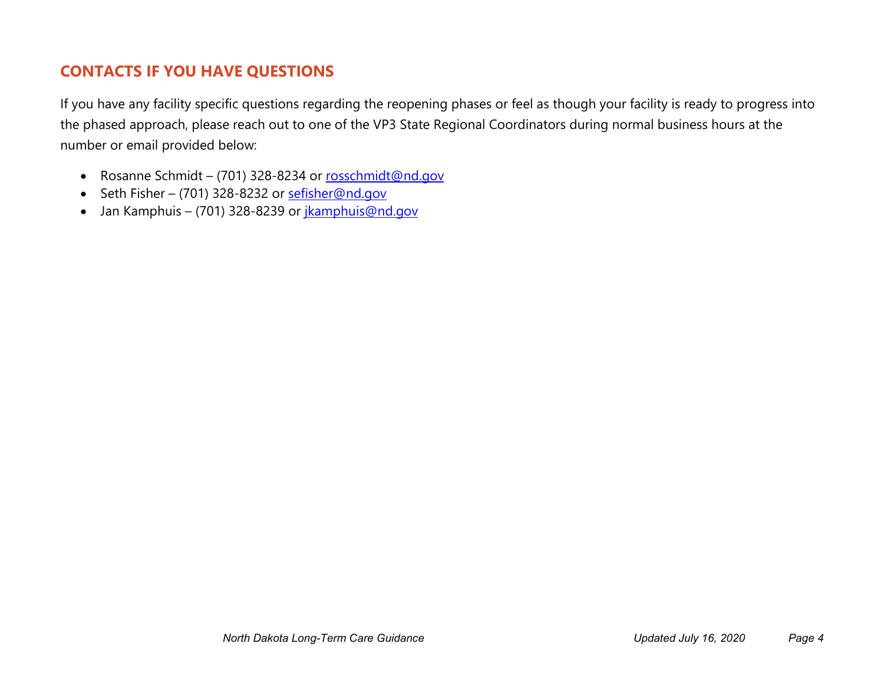## CONTACTS IF YOU HAVE QUESTIONS

If you have any facility specific questions regarding the reopening phases or feel as though your facility is ready to progress into the phased approach, please reach out to one of the VP3 State Regional Coordinators during normal business hours at the number or email provided below:

- Rosanne Schmidt – (701) 328-8234 or rosschmidt@nd.gov
- Seth Fisher – (701) 328-8232 or sefisher@nd.gov
- Jan Kamphuis – (701) 328-8239 or jkamphuis@nd.gov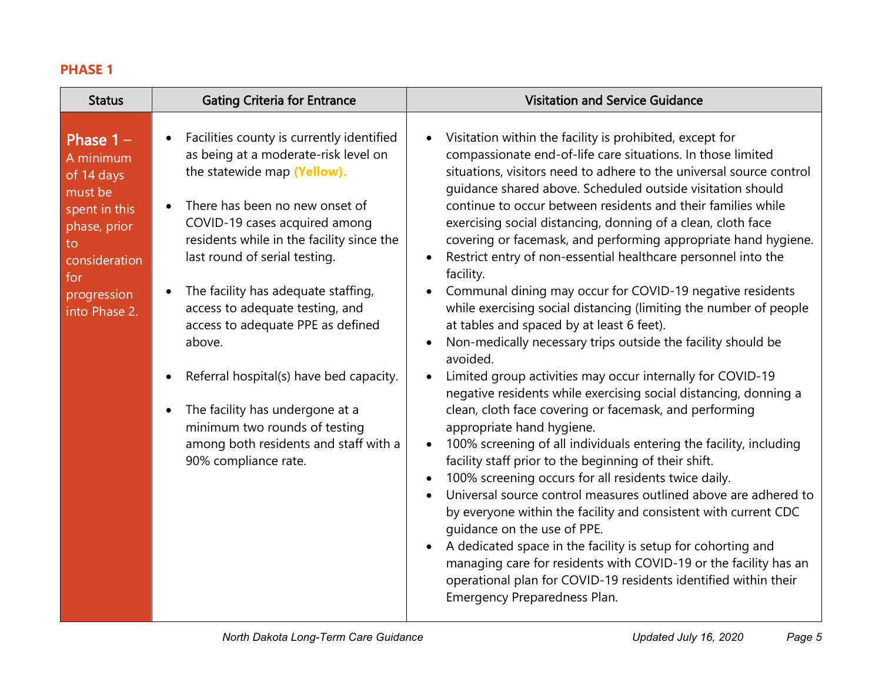## PHASE 1

| Status | Gating Criteria for Entrance | Visitation and Service Guidance |
|---|---|---|
| **Phase 1 –** A minimum of 14 days must be spent in this phase, prior to consideration for progression into Phase 2. | • Facilities county is currently identified as being at a moderate-risk level on the statewide map **(Yellow).**<br><br>• There has been no new onset of COVID-19 cases acquired among residents while in the facility since the last round of serial testing.<br><br>• The facility has adequate staffing, access to adequate testing, and access to adequate PPE as defined above.<br><br>• Referral hospital(s) have bed capacity.<br><br>• The facility has undergone at a minimum two rounds of testing among both residents and staff with a 90% compliance rate. | • Visitation within the facility is prohibited, except for compassionate end-of-life care situations. In those limited situations, visitors need to adhere to the universal source control guidance shared above. Scheduled outside visitation should continue to occur between residents and their families while exercising social distancing, donning of a clean, cloth face covering or facemask, and performing appropriate hand hygiene.<br>• Restrict entry of non-essential healthcare personnel into the facility.<br>• Communal dining may occur for COVID-19 negative residents while exercising social distancing (limiting the number of people at tables and spaced by at least 6 feet).<br>• Non-medically necessary trips outside the facility should be avoided.<br>• Limited group activities may occur internally for COVID-19 negative residents while exercising social distancing, donning a clean, cloth face covering or facemask, and performing appropriate hand hygiene.<br>• 100% screening of all individuals entering the facility, including facility staff prior to the beginning of their shift.<br>• 100% screening occurs for all residents twice daily.<br>• Universal source control measures outlined above are adhered to by everyone within the facility and consistent with current CDC guidance on the use of PPE.<br>• A dedicated space in the facility is setup for cohorting and managing care for residents with COVID-19 or the facility has an operational plan for COVID-19 residents identified within their Emergency Preparedness Plan. |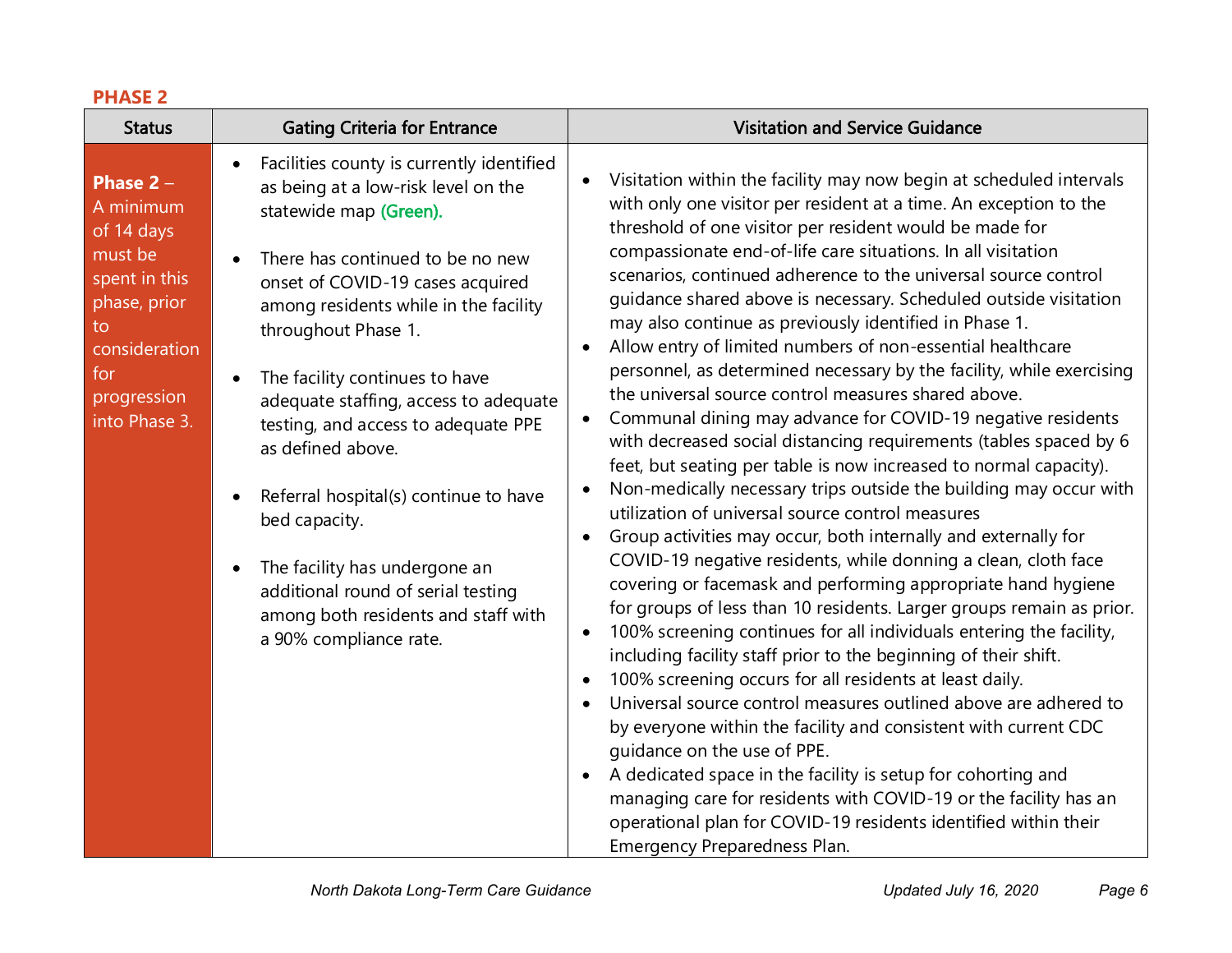## PHASE 2

| Status | Gating Criteria for Entrance | Visitation and Service Guidance |
|---|---|---|
| **Phase 2** – A minimum of 14 days must be spent in this phase, prior to consideration for progression into Phase 3. | • Facilities county is currently identified as being at a low-risk level on the statewide map **(Green).**<br><br>• There has continued to be no new onset of COVID-19 cases acquired among residents while in the facility throughout Phase 1.<br><br>• The facility continues to have adequate staffing, access to adequate testing, and access to adequate PPE as defined above.<br><br>• Referral hospital(s) continue to have bed capacity.<br><br>• The facility has undergone an additional round of serial testing among both residents and staff with a 90% compliance rate. | • Visitation within the facility may now begin at scheduled intervals with only one visitor per resident at a time. An exception to the threshold of one visitor per resident would be made for compassionate end-of-life care situations. In all visitation scenarios, continued adherence to the universal source control guidance shared above is necessary. Scheduled outside visitation may also continue as previously identified in Phase 1.<br>• Allow entry of limited numbers of non-essential healthcare personnel, as determined necessary by the facility, while exercising the universal source control measures shared above.<br>• Communal dining may advance for COVID-19 negative residents with decreased social distancing requirements (tables spaced by 6 feet, but seating per table is now increased to normal capacity).<br>• Non-medically necessary trips outside the building may occur with utilization of universal source control measures<br>• Group activities may occur, both internally and externally for COVID-19 negative residents, while donning a clean, cloth face covering or facemask and performing appropriate hand hygiene for groups of less than 10 residents. Larger groups remain as prior.<br>• 100% screening continues for all individuals entering the facility, including facility staff prior to the beginning of their shift.<br>• 100% screening occurs for all residents at least daily.<br>• Universal source control measures outlined above are adhered to by everyone within the facility and consistent with current CDC guidance on the use of PPE.<br>• A dedicated space in the facility is setup for cohorting and managing care for residents with COVID-19 or the facility has an operational plan for COVID-19 residents identified within their Emergency Preparedness Plan. |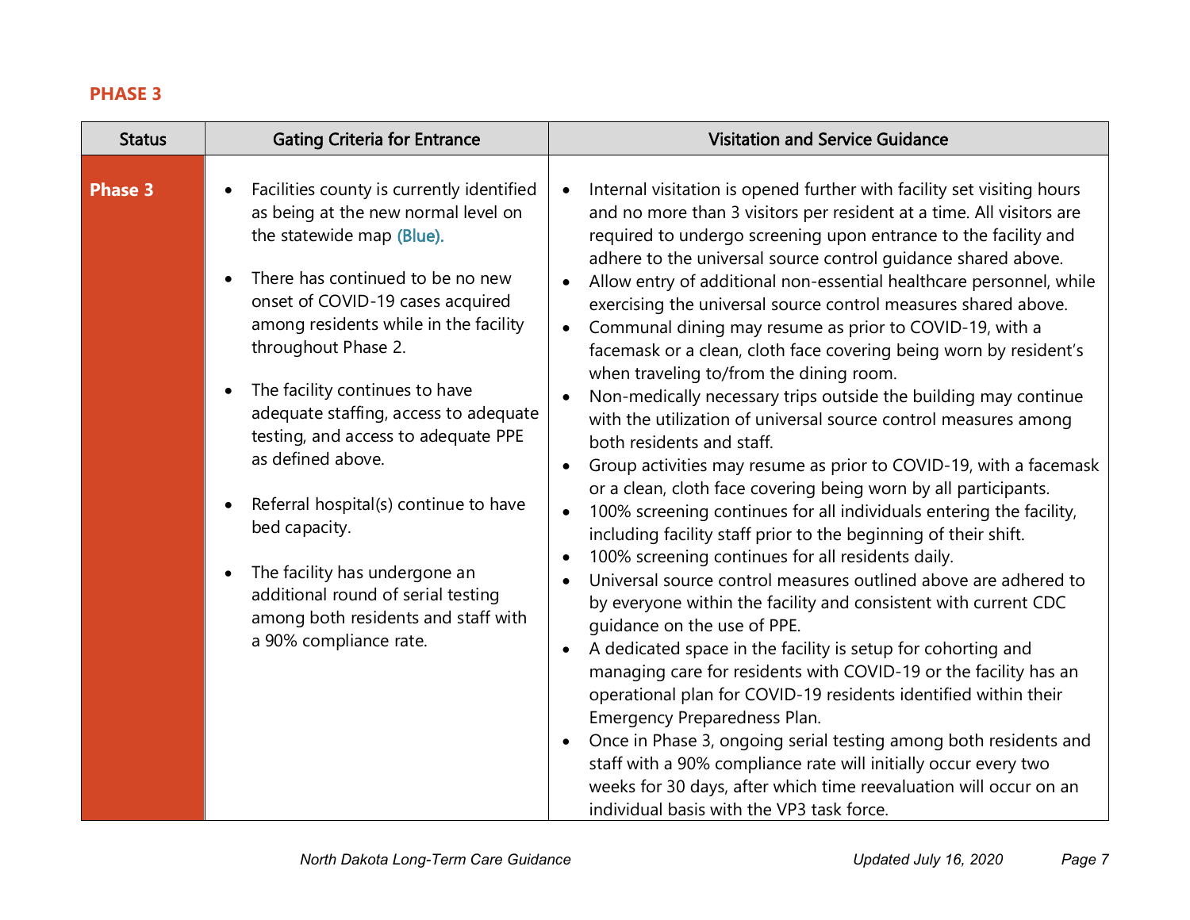## PHASE 3

| Status | Gating Criteria for Entrance | Visitation and Service Guidance |
|---|---|---|
| **Phase 3** | • Facilities county is currently identified as being at the new normal level on the statewide map (Blue).<br><br>• There has continued to be no new onset of COVID-19 cases acquired among residents while in the facility throughout Phase 2.<br><br>• The facility continues to have adequate staffing, access to adequate testing, and access to adequate PPE as defined above.<br><br>• Referral hospital(s) continue to have bed capacity.<br><br>• The facility has undergone an additional round of serial testing among both residents and staff with a 90% compliance rate. | • Internal visitation is opened further with facility set visiting hours and no more than 3 visitors per resident at a time. All visitors are required to undergo screening upon entrance to the facility and adhere to the universal source control guidance shared above.<br>• Allow entry of additional non-essential healthcare personnel, while exercising the universal source control measures shared above.<br>• Communal dining may resume as prior to COVID-19, with a facemask or a clean, cloth face covering being worn by resident's when traveling to/from the dining room.<br>• Non-medically necessary trips outside the building may continue with the utilization of universal source control measures among both residents and staff.<br>• Group activities may resume as prior to COVID-19, with a facemask or a clean, cloth face covering being worn by all participants.<br>• 100% screening continues for all individuals entering the facility, including facility staff prior to the beginning of their shift.<br>• 100% screening continues for all residents daily.<br>• Universal source control measures outlined above are adhered to by everyone within the facility and consistent with current CDC guidance on the use of PPE.<br>• A dedicated space in the facility is setup for cohorting and managing care for residents with COVID-19 or the facility has an operational plan for COVID-19 residents identified within their Emergency Preparedness Plan.<br>• Once in Phase 3, ongoing serial testing among both residents and staff with a 90% compliance rate will initially occur every two weeks for 30 days, after which time reevaluation will occur on an individual basis with the VP3 task force. |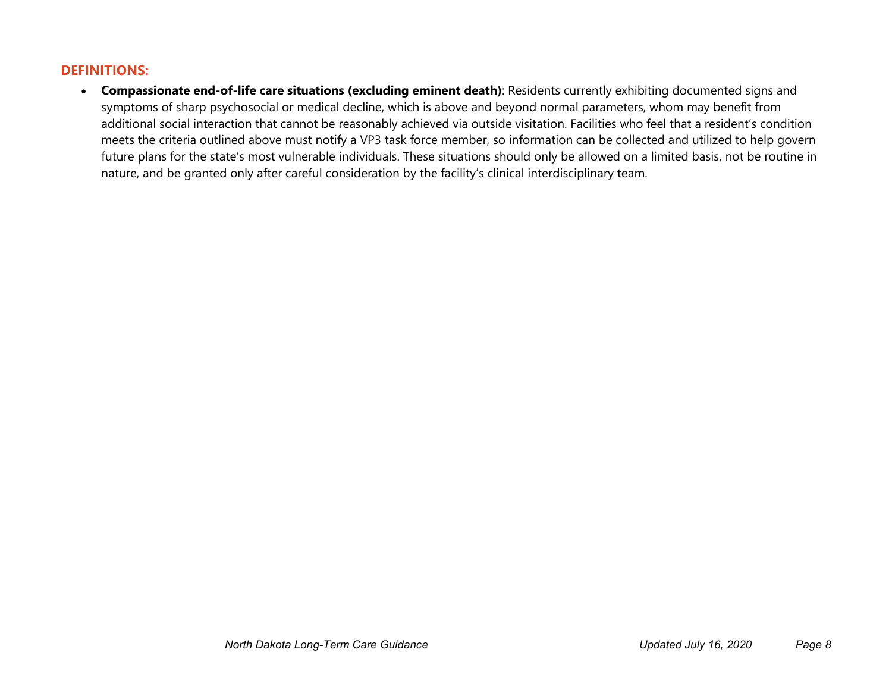## DEFINITIONS:

- **Compassionate end-of-life care situations (excluding eminent death)**: Residents currently exhibiting documented signs and symptoms of sharp psychosocial or medical decline, which is above and beyond normal parameters, whom may benefit from additional social interaction that cannot be reasonably achieved via outside visitation. Facilities who feel that a resident's condition meets the criteria outlined above must notify a VP3 task force member, so information can be collected and utilized to help govern future plans for the state's most vulnerable individuals. These situations should only be allowed on a limited basis, not be routine in nature, and be granted only after careful consideration by the facility's clinical interdisciplinary team.